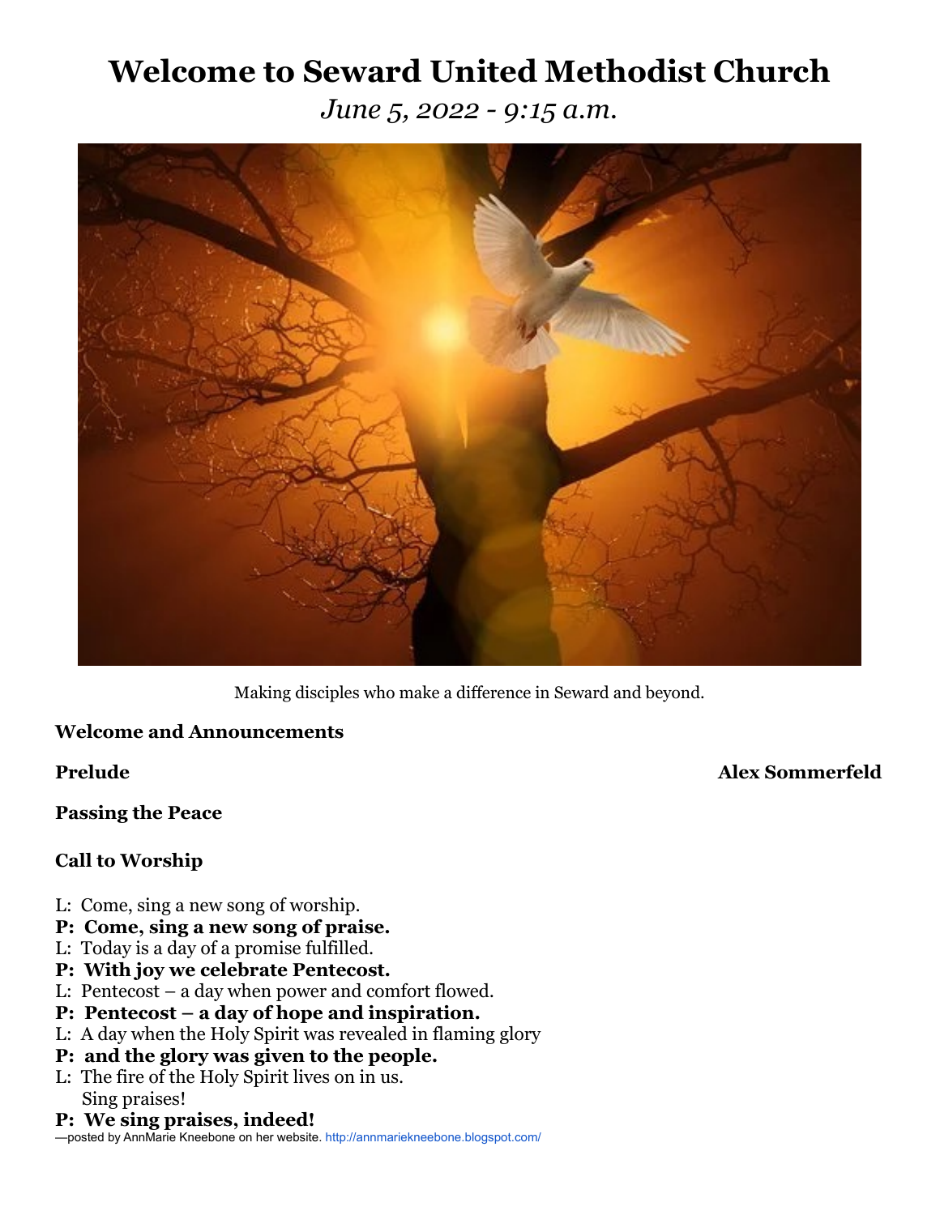# Welcome to Seward United Methodist Church

*June 5, 2022 - 9:15 a.m.*

Making disciples who make a difference in Seward and beyond.

**Welcome and Announcements**

**Prelude** **Alex Sommerfeld**

**Passing the Peace**

**Call to Worship**

L: Come, sing a new song of worship.
**P: Come, sing a new song of praise.**
L: Today is a day of a promise fulfilled.
**P: With joy we celebrate Pentecost.**
L: Pentecost – a day when power and comfort flowed.
**P: Pentecost – a day of hope and inspiration.**
L: A day when the Holy Spirit was revealed in flaming glory
**P: and the glory was given to the people.**
L: The fire of the Holy Spirit lives on in us.
Sing praises!
**P: We sing praises, indeed!**

—posted by AnnMarie Kneebone on her website. http://annmariekneebone.blogspot.com/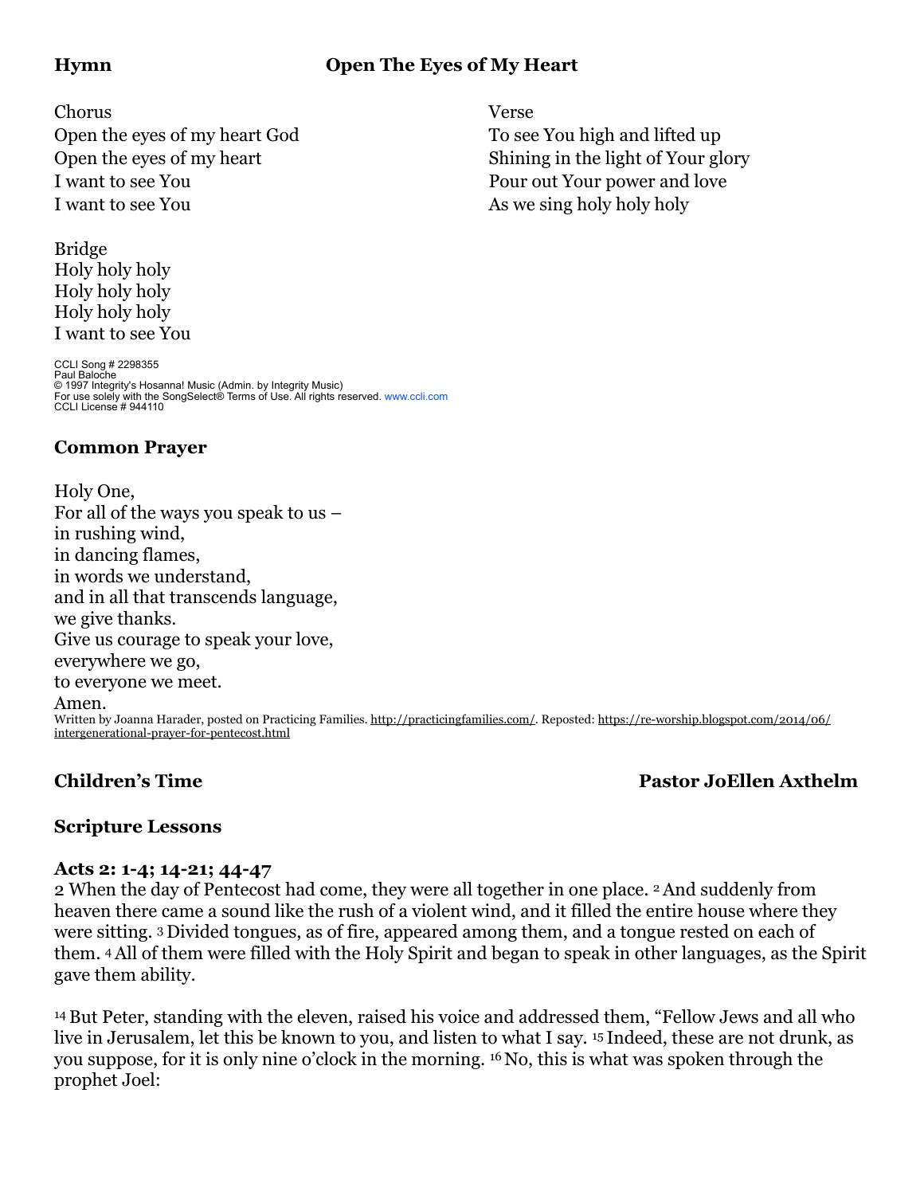## Hymn — Open The Eyes of My Heart

Chorus
Open the eyes of my heart God
Open the eyes of my heart
I want to see You
I want to see You

Verse
To see You high and lifted up
Shining in the light of Your glory
Pour out Your power and love
As we sing holy holy holy

Bridge
Holy holy holy
Holy holy holy
Holy holy holy
I want to see You

CCLI Song # 2298355
Paul Baloche
© 1997 Integrity's Hosanna! Music (Admin. by Integrity Music)
For use solely with the SongSelect® Terms of Use. All rights reserved. www.ccli.com
CCLI License # 944110

## Common Prayer

Holy One,
For all of the ways you speak to us –
in rushing wind,
in dancing flames,
in words we understand,
and in all that transcends language,
we give thanks.
Give us courage to speak your love,
everywhere we go,
to everyone we meet.
Amen.

Written by Joanna Harader, posted on Practicing Families. http://practicingfamilies.com/. Reposted: https://re-worship.blogspot.com/2014/06/intergenerational-prayer-for-pentecost.html

## Children's Time — Pastor JoEllen Axthelm

## Scripture Lessons

### Acts 2: 1-4; 14-21; 44-47

2 When the day of Pentecost had come, they were all together in one place. [2] And suddenly from heaven there came a sound like the rush of a violent wind, and it filled the entire house where they were sitting. [3] Divided tongues, as of fire, appeared among them, and a tongue rested on each of them. [4] All of them were filled with the Holy Spirit and began to speak in other languages, as the Spirit gave them ability.

[14] But Peter, standing with the eleven, raised his voice and addressed them, "Fellow Jews and all who live in Jerusalem, let this be known to you, and listen to what I say. [15] Indeed, these are not drunk, as you suppose, for it is only nine o'clock in the morning. [16] No, this is what was spoken through the prophet Joel: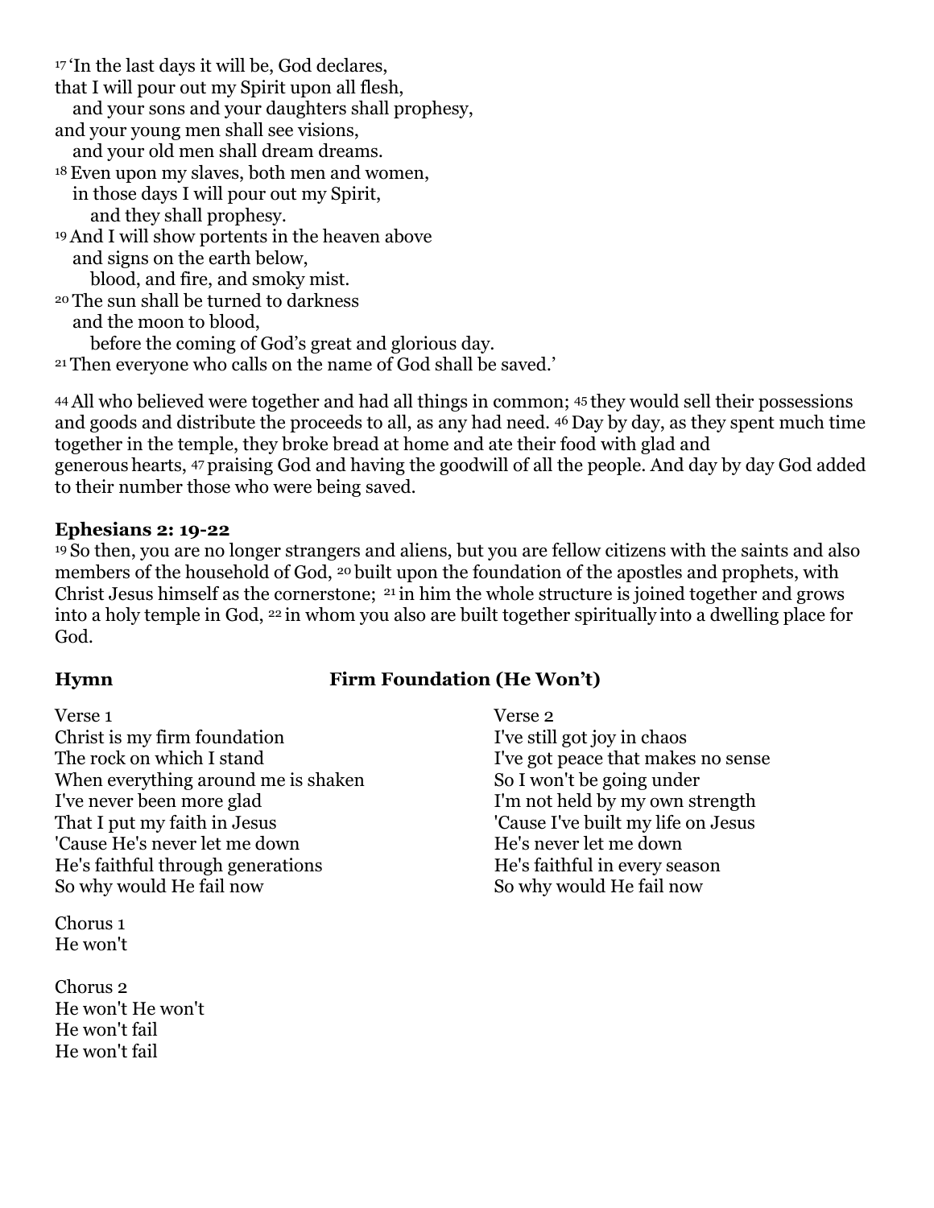[17] 'In the last days it will be, God declares,
that I will pour out my Spirit upon all flesh,
and your sons and your daughters shall prophesy,
and your young men shall see visions,
and your old men shall dream dreams.
[18] Even upon my slaves, both men and women,
in those days I will pour out my Spirit,
and they shall prophesy.
[19] And I will show portents in the heaven above
and signs on the earth below,
blood, and fire, and smoky mist.
[20] The sun shall be turned to darkness
and the moon to blood,
before the coming of God's great and glorious day.
[21] Then everyone who calls on the name of God shall be saved.'

[44] All who believed were together and had all things in common; [45] they would sell their possessions and goods and distribute the proceeds to all, as any had need. [46] Day by day, as they spent much time together in the temple, they broke bread at home and ate their food with glad and generous hearts, [47] praising God and having the goodwill of all the people. And day by day God added to their number those who were being saved.

**Ephesians 2: 19-22**

[19] So then, you are no longer strangers and aliens, but you are fellow citizens with the saints and also members of the household of God, [20] built upon the foundation of the apostles and prophets, with Christ Jesus himself as the cornerstone; [21] in him the whole structure is joined together and grows into a holy temple in God, [22] in whom you also are built together spiritually into a dwelling place for God.

**Hymn** **Firm Foundation (He Won't)**

Verse 1
Christ is my firm foundation
The rock on which I stand
When everything around me is shaken
I've never been more glad
That I put my faith in Jesus
'Cause He's never let me down
He's faithful through generations
So why would He fail now

Chorus 1
He won't

Chorus 2
He won't He won't
He won't fail
He won't fail

Verse 2
I've still got joy in chaos
I've got peace that makes no sense
So I won't be going under
I'm not held by my own strength
'Cause I've built my life on Jesus
He's never let me down
He's faithful in every season
So why would He fail now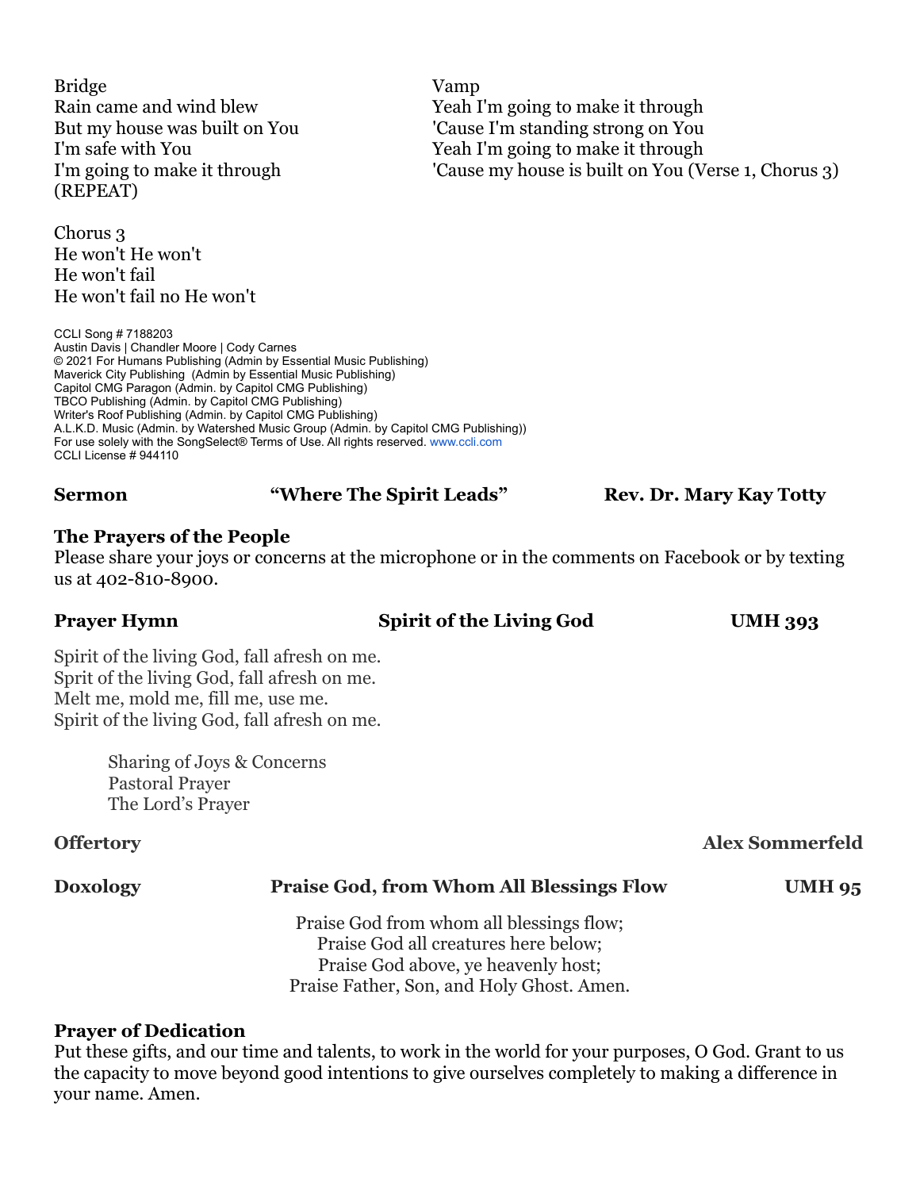Bridge
Rain came and wind blew
But my house was built on You
I'm safe with You
I'm going to make it through
(REPEAT)

Chorus 3
He won't He won't
He won't fail
He won't fail no He won't

Vamp
Yeah I'm going to make it through
'Cause I'm standing strong on You
Yeah I'm going to make it through
'Cause my house is built on You (Verse 1, Chorus 3)

CCLI Song # 7188203
Austin Davis | Chandler Moore | Cody Carnes
© 2021 For Humans Publishing (Admin by Essential Music Publishing)
Maverick City Publishing (Admin by Essential Music Publishing)
Capitol CMG Paragon (Admin. by Capitol CMG Publishing)
TBCO Publishing (Admin. by Capitol CMG Publishing)
Writer's Roof Publishing (Admin. by Capitol CMG Publishing)
A.L.K.D. Music (Admin. by Watershed Music Group (Admin. by Capitol CMG Publishing))
For use solely with the SongSelect® Terms of Use. All rights reserved. www.ccli.com
CCLI License # 944110

**Sermon** **"Where The Spirit Leads"** **Rev. Dr. Mary Kay Totty**

**The Prayers of the People**
Please share your joys or concerns at the microphone or in the comments on Facebook or by texting us at 402-810-8900.

**Prayer Hymn** **Spirit of the Living God** **UMH 393**

Spirit of the living God, fall afresh on me.
Sprit of the living God, fall afresh on me.
Melt me, mold me, fill me, use me.
Spirit of the living God, fall afresh on me.

Sharing of Joys & Concerns
Pastoral Prayer
The Lord's Prayer

**Offertory** **Alex Sommerfeld**

**Doxology** **Praise God, from Whom All Blessings Flow** **UMH 95**

Praise God from whom all blessings flow;
Praise God all creatures here below;
Praise God above, ye heavenly host;
Praise Father, Son, and Holy Ghost. Amen.

**Prayer of Dedication**
Put these gifts, and our time and talents, to work in the world for your purposes, O God. Grant to us the capacity to move beyond good intentions to give ourselves completely to making a difference in your name. Amen.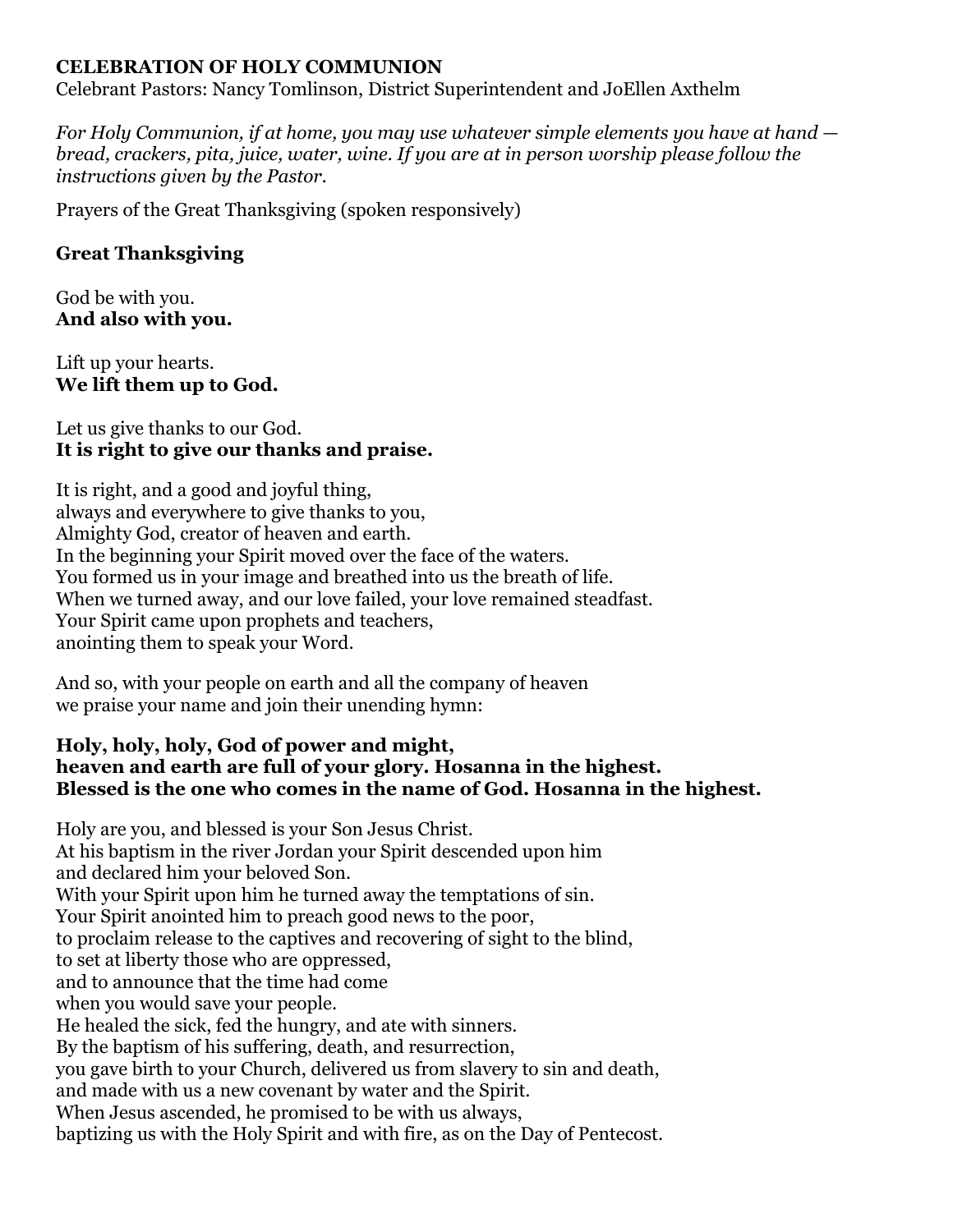**CELEBRATION OF HOLY COMMUNION**

Celebrant Pastors: Nancy Tomlinson, District Superintendent and JoEllen Axthelm

*For Holy Communion, if at home, you may use whatever simple elements you have at hand — bread, crackers, pita, juice, water, wine. If you are at in person worship please follow the instructions given by the Pastor.*

Prayers of the Great Thanksgiving (spoken responsively)

**Great Thanksgiving**

God be with you.
**And also with you.**

Lift up your hearts.
**We lift them up to God.**

Let us give thanks to our God.
**It is right to give our thanks and praise.**

It is right, and a good and joyful thing,
always and everywhere to give thanks to you,
Almighty God, creator of heaven and earth.
In the beginning your Spirit moved over the face of the waters.
You formed us in your image and breathed into us the breath of life.
When we turned away, and our love failed, your love remained steadfast.
Your Spirit came upon prophets and teachers,
anointing them to speak your Word.

And so, with your people on earth and all the company of heaven
we praise your name and join their unending hymn:

**Holy, holy, holy, God of power and might,**
**heaven and earth are full of your glory. Hosanna in the highest.**
**Blessed is the one who comes in the name of God. Hosanna in the highest.**

Holy are you, and blessed is your Son Jesus Christ.
At his baptism in the river Jordan your Spirit descended upon him
and declared him your beloved Son.
With your Spirit upon him he turned away the temptations of sin.
Your Spirit anointed him to preach good news to the poor,
to proclaim release to the captives and recovering of sight to the blind,
to set at liberty those who are oppressed,
and to announce that the time had come
when you would save your people.
He healed the sick, fed the hungry, and ate with sinners.
By the baptism of his suffering, death, and resurrection,
you gave birth to your Church, delivered us from slavery to sin and death,
and made with us a new covenant by water and the Spirit.
When Jesus ascended, he promised to be with us always,
baptizing us with the Holy Spirit and with fire, as on the Day of Pentecost.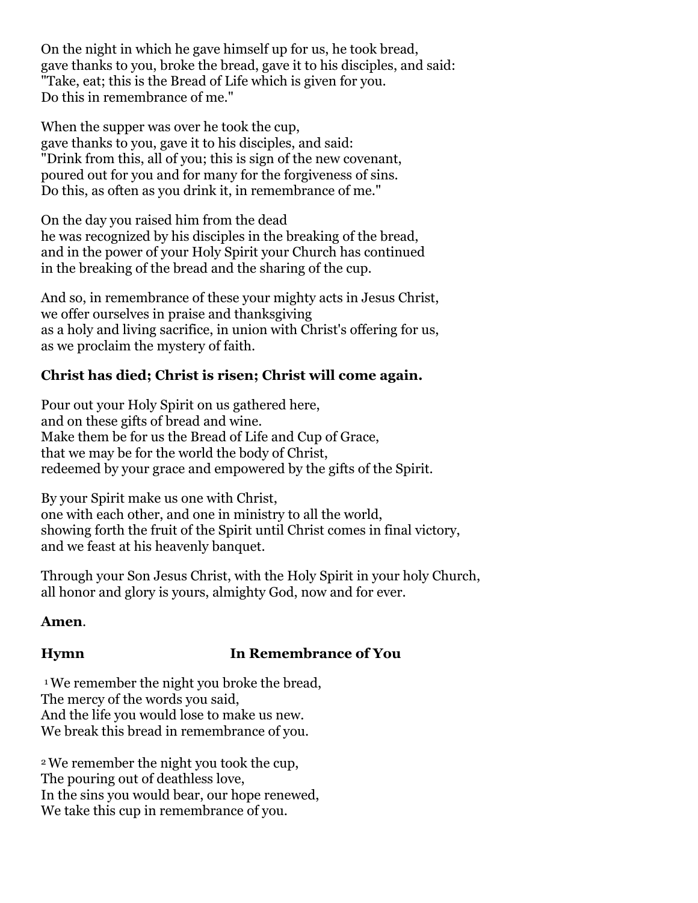On the night in which he gave himself up for us, he took bread,
gave thanks to you, broke the bread, gave it to his disciples, and said:
"Take, eat; this is the Bread of Life which is given for you.
Do this in remembrance of me."

When the supper was over he took the cup,
gave thanks to you, gave it to his disciples, and said:
"Drink from this, all of you; this is sign of the new covenant,
poured out for you and for many for the forgiveness of sins.
Do this, as often as you drink it, in remembrance of me."

On the day you raised him from the dead
he was recognized by his disciples in the breaking of the bread,
and in the power of your Holy Spirit your Church has continued
in the breaking of the bread and the sharing of the cup.

And so, in remembrance of these your mighty acts in Jesus Christ,
we offer ourselves in praise and thanksgiving
as a holy and living sacrifice, in union with Christ's offering for us,
as we proclaim the mystery of faith.

**Christ has died; Christ is risen; Christ will come again.**

Pour out your Holy Spirit on us gathered here,
and on these gifts of bread and wine.
Make them be for us the Bread of Life and Cup of Grace,
that we may be for the world the body of Christ,
redeemed by your grace and empowered by the gifts of the Spirit.

By your Spirit make us one with Christ,
one with each other, and one in ministry to all the world,
showing forth the fruit of the Spirit until Christ comes in final victory,
and we feast at his heavenly banquet.

Through your Son Jesus Christ, with the Holy Spirit in your holy Church,
all honor and glory is yours, almighty God, now and for ever.

**Amen**.

**Hymn In Remembrance of You**

1 We remember the night you broke the bread,
The mercy of the words you said,
And the life you would lose to make us new.
We break this bread in remembrance of you.

2 We remember the night you took the cup,
The pouring out of deathless love,
In the sins you would bear, our hope renewed,
We take this cup in remembrance of you.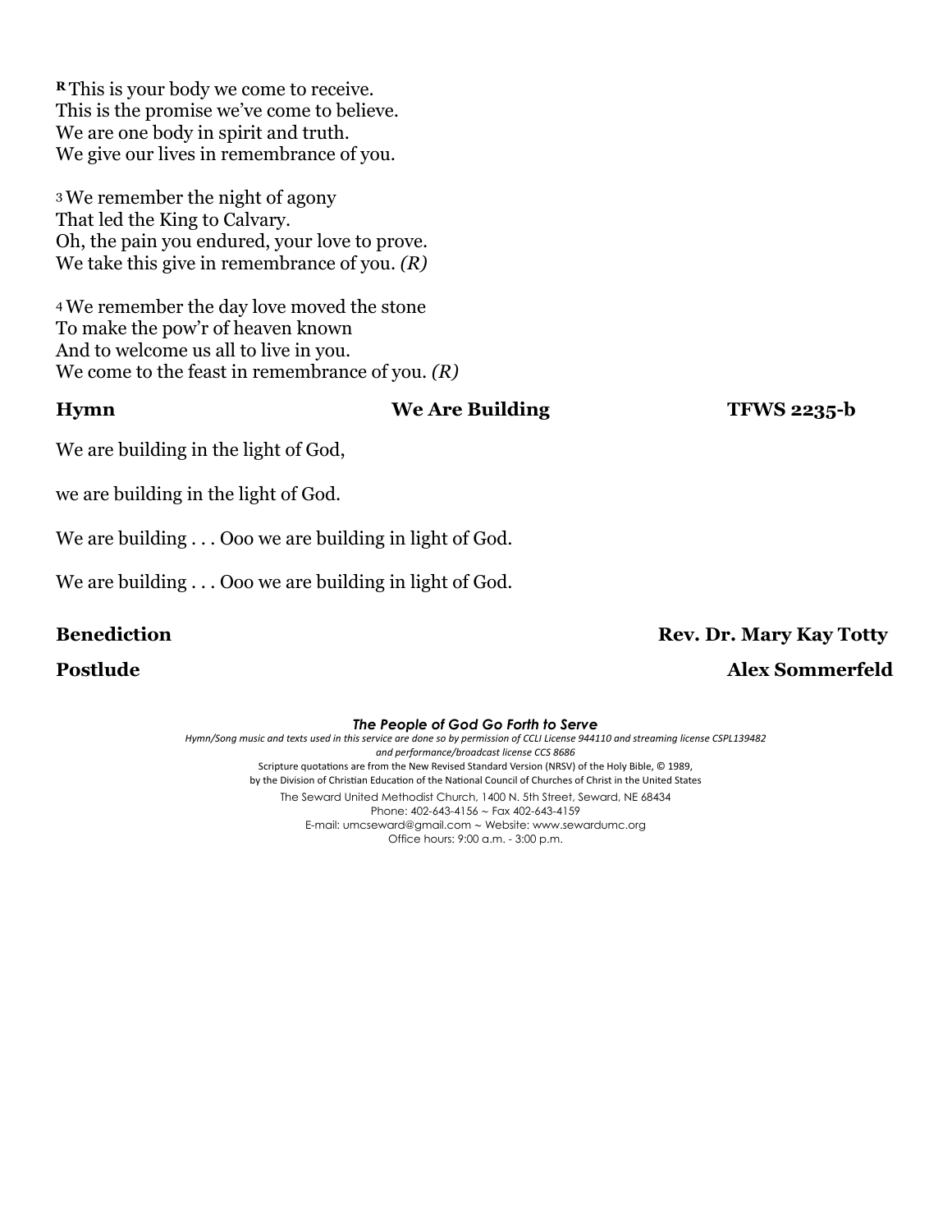**R** This is your body we come to receive.
This is the promise we've come to believe.
We are one body in spirit and truth.
We give our lives in remembrance of you.

3 We remember the night of agony
That led the King to Calvary.
Oh, the pain you endured, your love to prove.
We take this give in remembrance of you. *(R)*

4 We remember the day love moved the stone
To make the pow'r of heaven known
And to welcome us all to live in you.
We come to the feast in remembrance of you. *(R)*

**Hymn** **We Are Building** **TFWS 2235-b**

We are building in the light of God,

we are building in the light of God.

We are building . . . Ooo we are building in light of God.

We are building . . . Ooo we are building in light of God.

**Benediction** **Rev. Dr. Mary Kay Totty**

**Postlude** **Alex Sommerfeld**

***The People of God Go Forth to Serve***

*Hymn/Song music and texts used in this service are done so by permission of CCLI License 944110 and streaming license CSPL139482 and performance/broadcast license CCS 8686*

Scripture quotations are from the New Revised Standard Version (NRSV) of the Holy Bible, © 1989, by the Division of Christian Education of the National Council of Churches of Christ in the United States

The Seward United Methodist Church, 1400 N. 5th Street, Seward, NE 68434
Phone: 402-643-4156 ~ Fax 402-643-4159
E-mail: umcseward@gmail.com ~ Website: www.sewardumc.org
Office hours: 9:00 a.m. - 3:00 p.m.